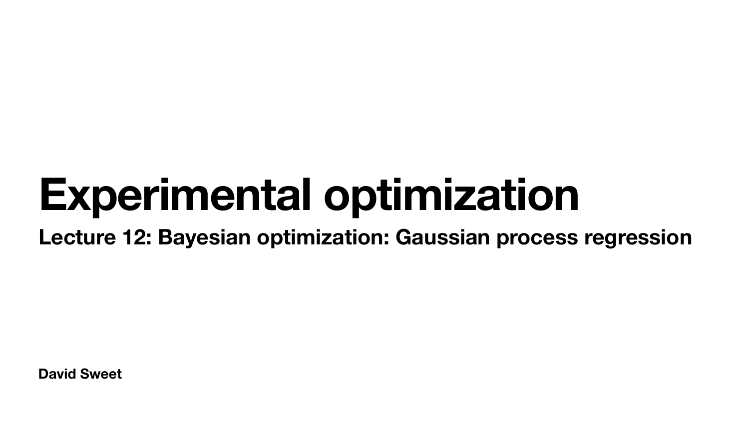# Experimental optimization

## Lecture 12: Bayesian optimization: Gaussian process regression

**David Sweet**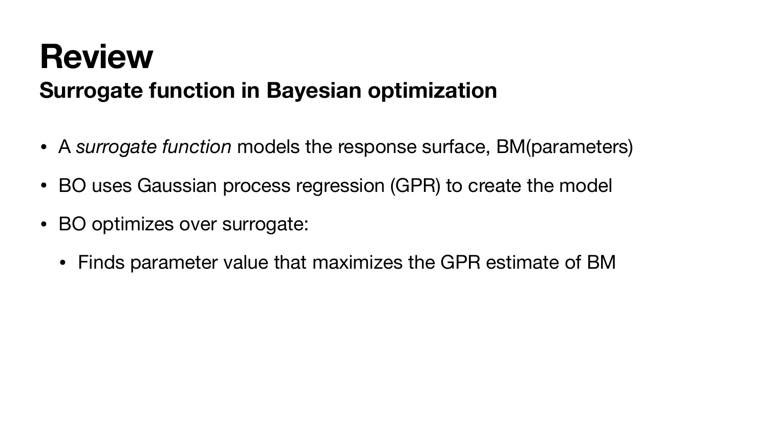# Review

## Surrogate function in Bayesian optimization

- A *surrogate function* models the response surface, BM(parameters)
- BO uses Gaussian process regression (GPR) to create the model
- BO optimizes over surrogate:
  - Finds parameter value that maximizes the GPR estimate of BM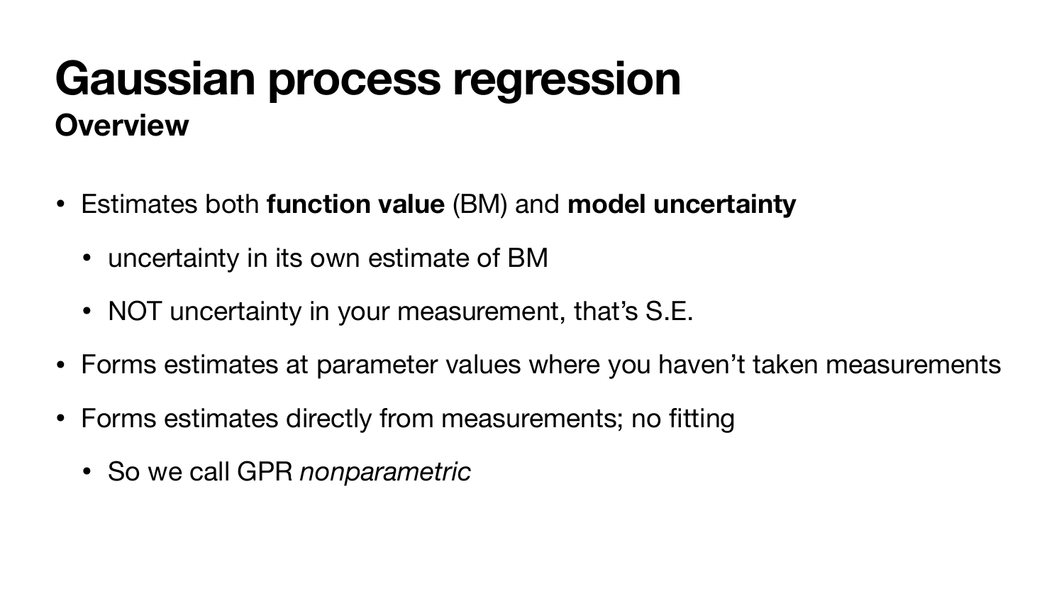# Gaussian process regression

## Overview

- Estimates both **function value** (BM) and **model uncertainty**
  - uncertainty in its own estimate of BM
  - NOT uncertainty in your measurement, that's S.E.
- Forms estimates at parameter values where you haven't taken measurements
- Forms estimates directly from measurements; no fitting
  - So we call GPR *nonparametric*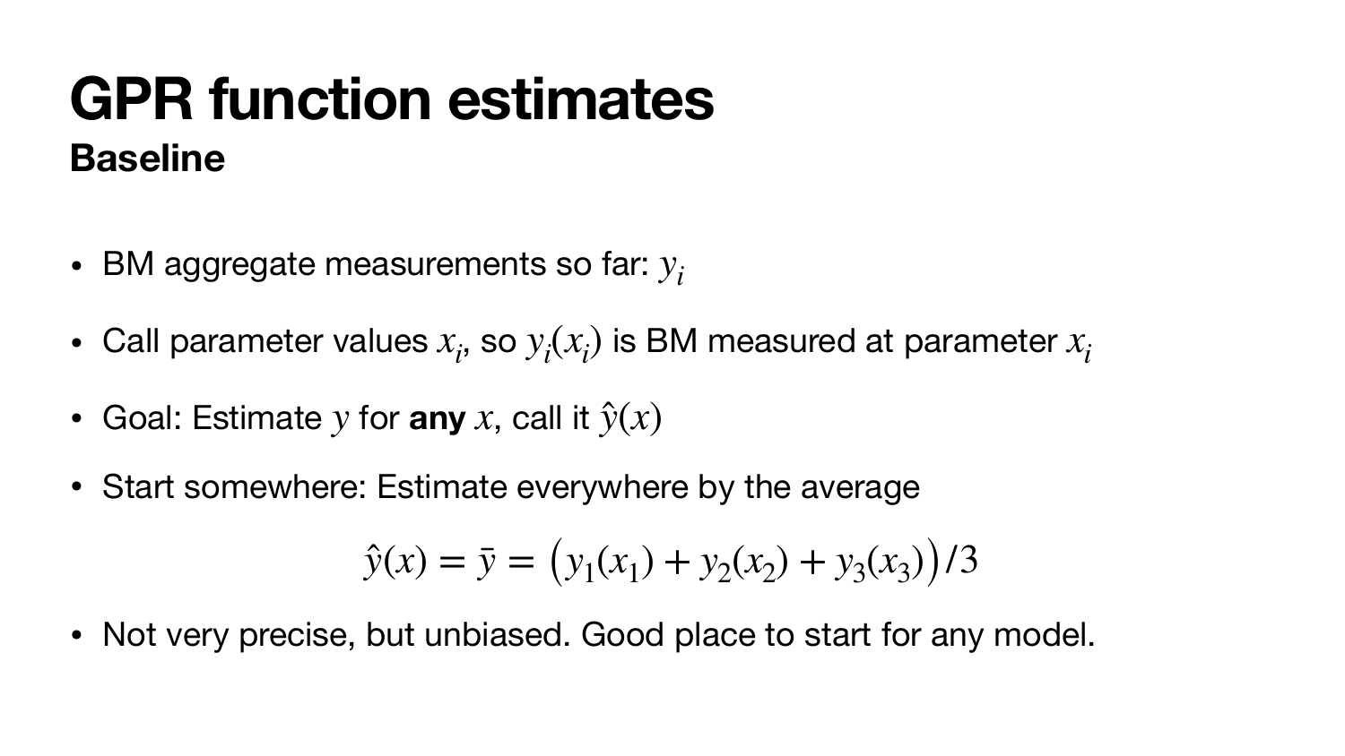# GPR function estimates

## Baseline

- BM aggregate measurements so far: $y_i$
- Call parameter values $x_i$, so $y_i(x_i)$ is BM measured at parameter $x_i$
- Goal: Estimate $y$ for **any** $x$, call it $\hat{y}(x)$
- Start somewhere: Estimate everywhere by the average

$$\hat{y}(x) = \bar{y} = \big(y_1(x_1) + y_2(x_2) + y_3(x_3)\big)/3$$

- Not very precise, but unbiased. Good place to start for any model.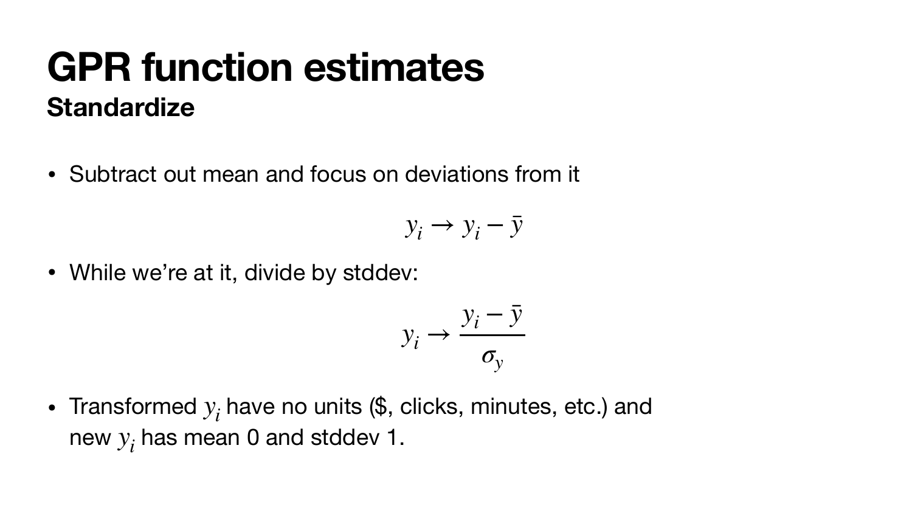# GPR function estimates

## Standardize

- Subtract out mean and focus on deviations from it

$$y_i \to y_i - \bar{y}$$

- While we're at it, divide by stddev:

$$y_i \to \frac{y_i - \bar{y}}{\sigma_y}$$

- Transformed $y_i$ have no units ($, clicks, minutes, etc.) and new $y_i$ has mean 0 and stddev 1.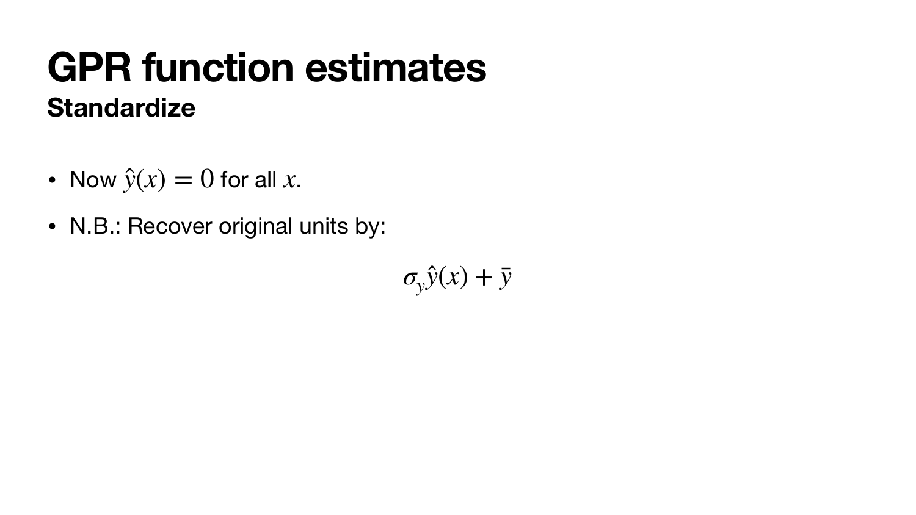# GPR function estimates

## Standardize

- Now $\hat{y}(x) = 0$ for all $x$.
- N.B.: Recover original units by:

$$\sigma_y \hat{y}(x) + \bar{y}$$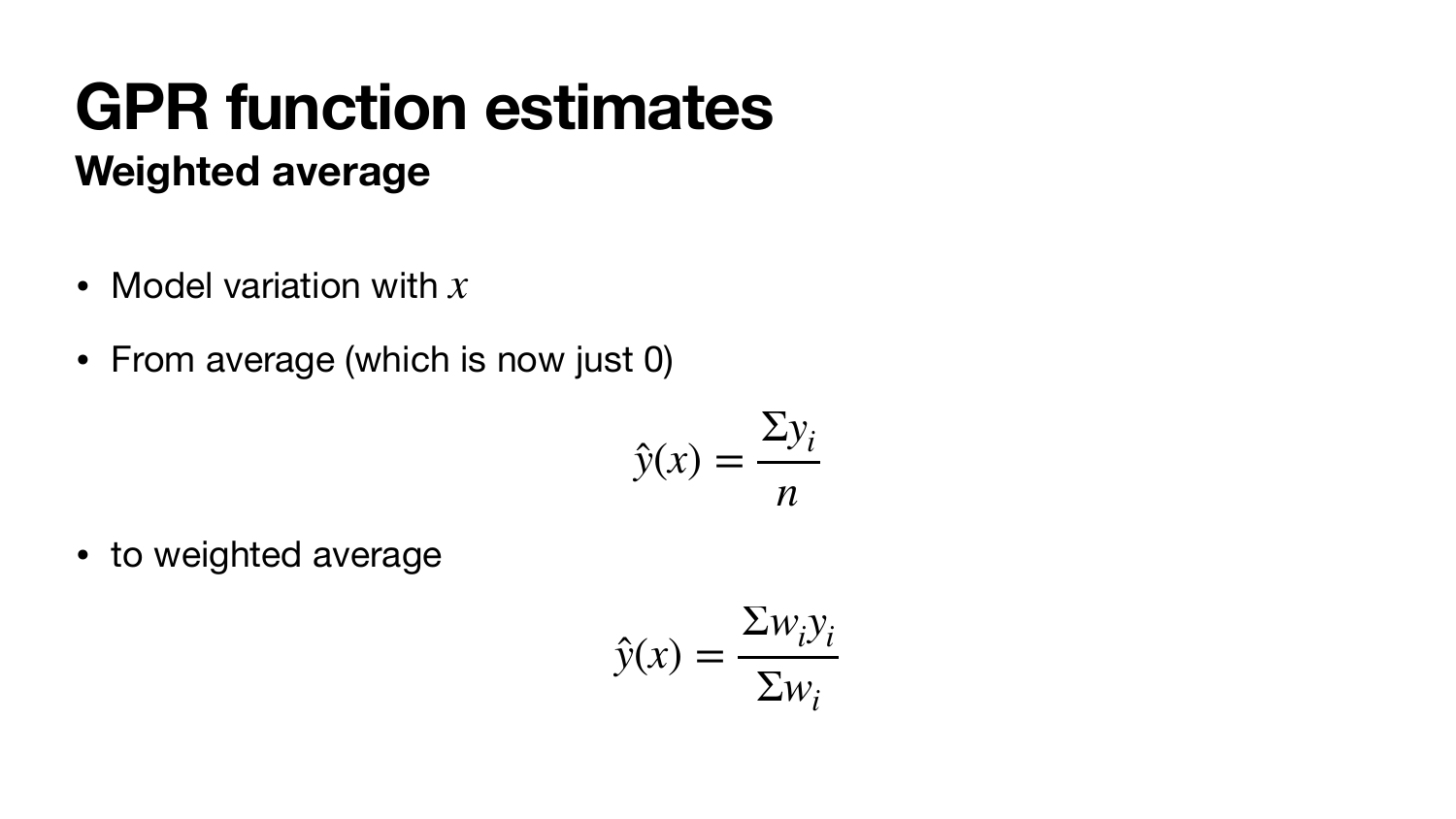# GPR function estimates

## Weighted average

- Model variation with $x$
- From average (which is now just 0)

$$\hat{y}(x) = \frac{\Sigma y_i}{n}$$

- to weighted average

$$\hat{y}(x) = \frac{\Sigma w_i y_i}{\Sigma w_i}$$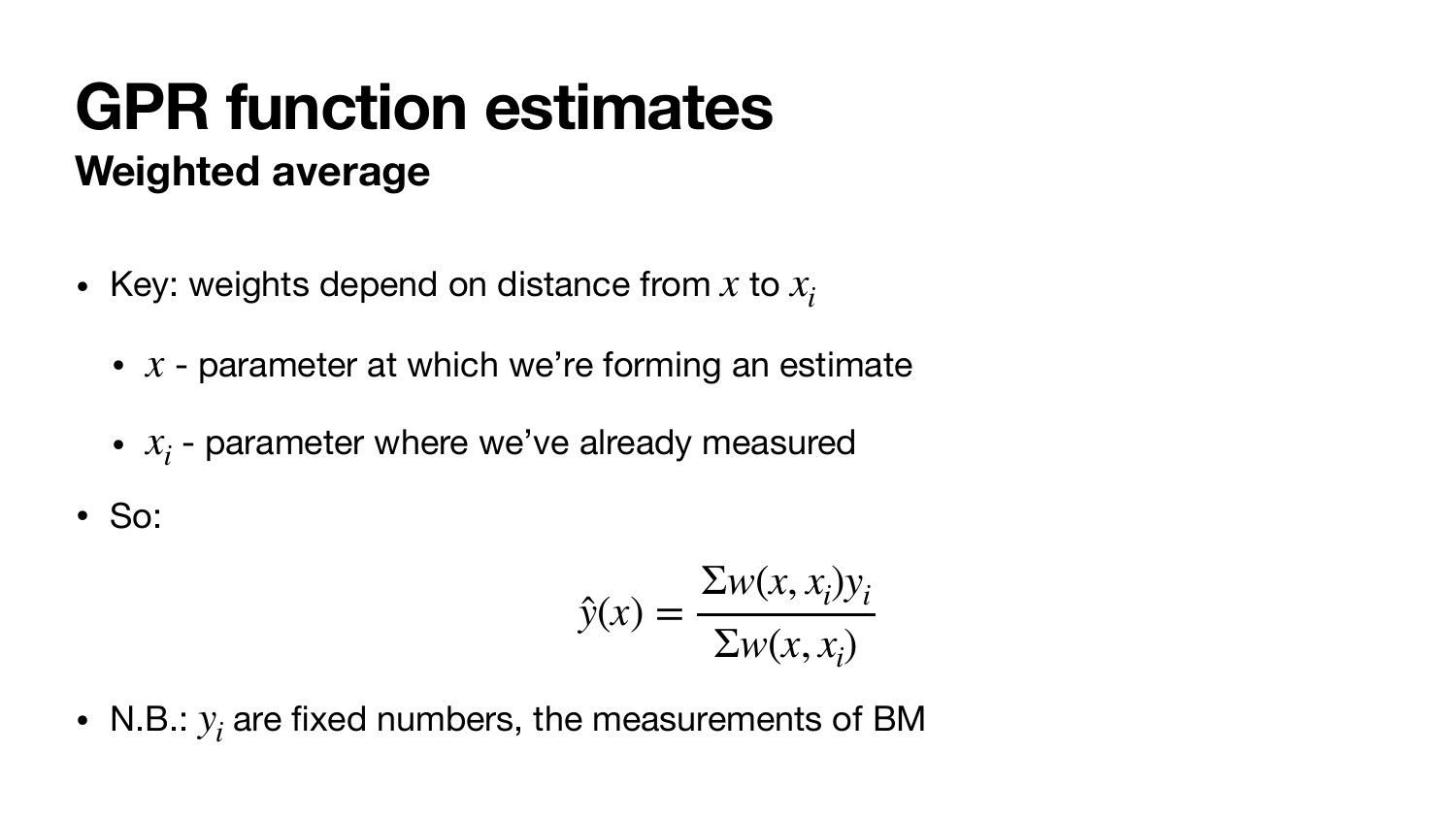# GPR function estimates

## Weighted average

- Key: weights depend on distance from $x$ to $x_i$
  - $x$ - parameter at which we're forming an estimate
  - $x_i$ - parameter where we've already measured
- So:

$$\hat{y}(x) = \frac{\Sigma w(x, x_i) y_i}{\Sigma w(x, x_i)}$$

- N.B.: $y_i$ are fixed numbers, the measurements of BM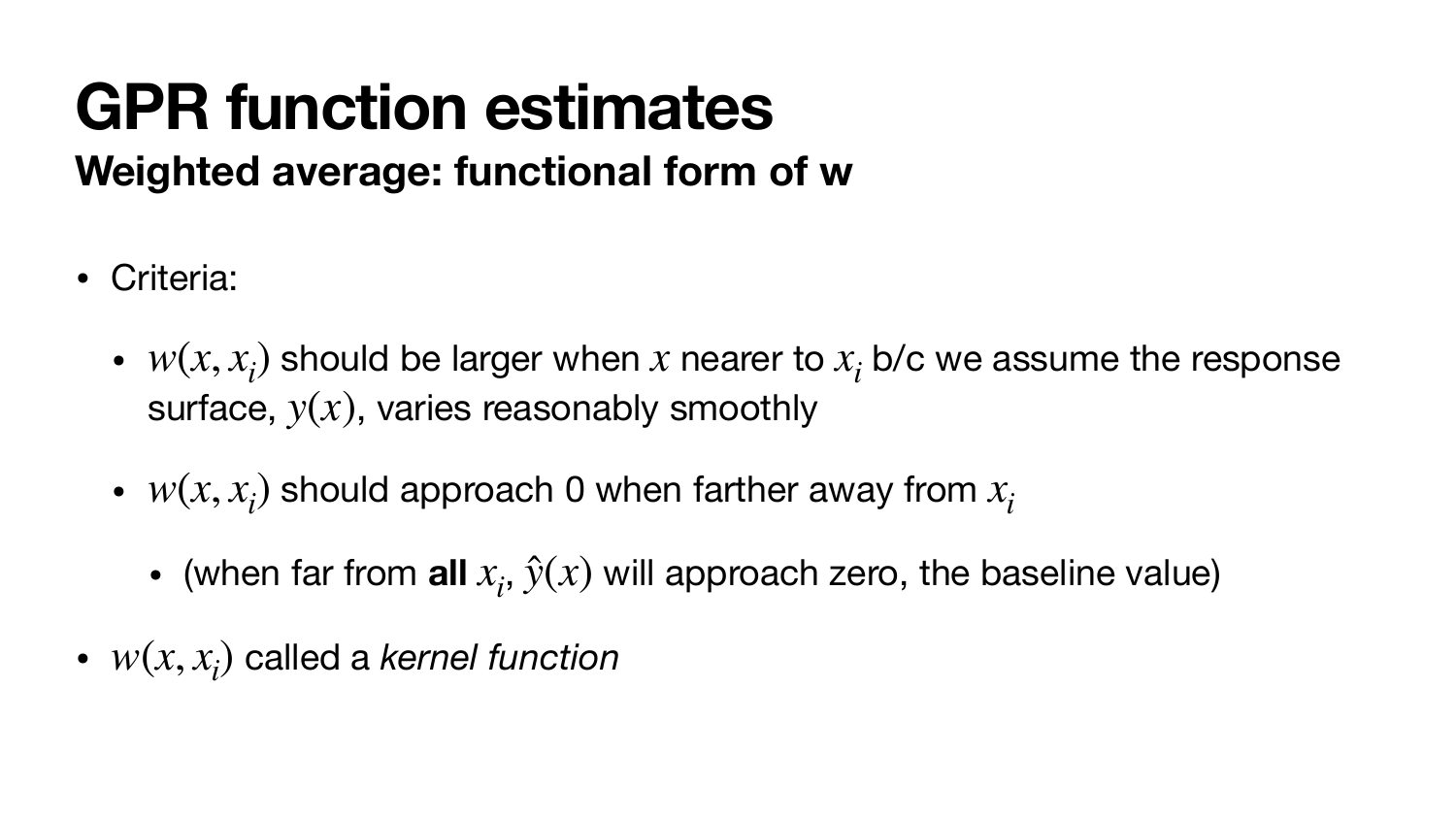# GPR function estimates

## Weighted average: functional form of w

- Criteria:
  - $w(x, x_i)$ should be larger when $x$ nearer to $x_i$ b/c we assume the response surface, $y(x)$, varies reasonably smoothly
  - $w(x, x_i)$ should approach 0 when farther away from $x_i$
    - (when far from **all** $x_i$, $\hat{y}(x)$ will approach zero, the baseline value)
- $w(x, x_i)$ called a *kernel function*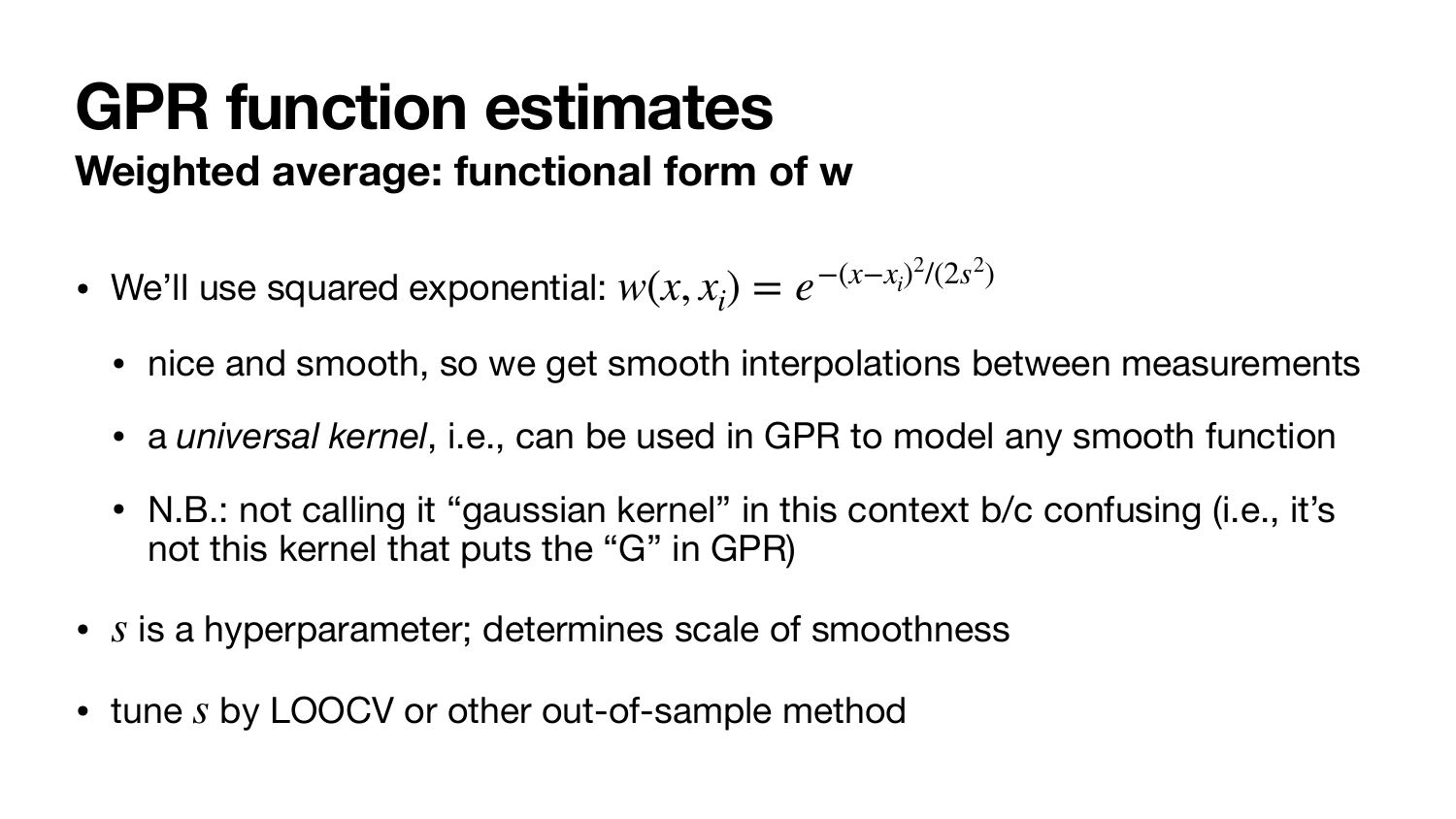# GPR function estimates

## Weighted average: functional form of w

- We'll use squared exponential: $w(x, x_i) = e^{-(x-x_i)^2/(2s^2)}$
  - nice and smooth, so we get smooth interpolations between measurements
  - a *universal kernel*, i.e., can be used in GPR to model any smooth function
  - N.B.: not calling it "gaussian kernel" in this context b/c confusing (i.e., it's not this kernel that puts the "G" in GPR)
- $s$ is a hyperparameter; determines scale of smoothness
- tune $s$ by LOOCV or other out-of-sample method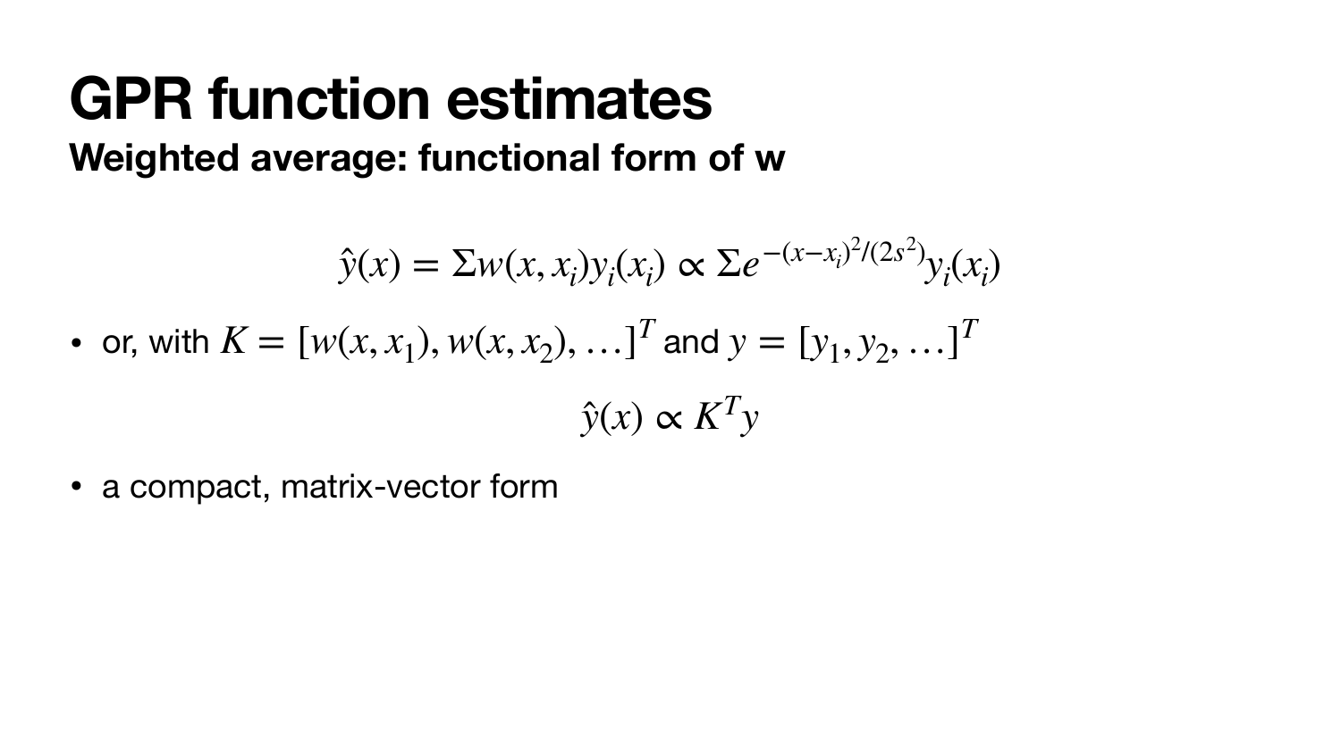# GPR function estimates

### Weighted average: functional form of w

$$\hat{y}(x) = \Sigma w(x, x_i) y_i(x_i) \propto \Sigma e^{-(x-x_i)^2/(2s^2)} y_i(x_i)$$

- or, with $K = [w(x, x_1), w(x, x_2), \ldots]^T$ and $y = [y_1, y_2, \ldots]^T$

$$\hat{y}(x) \propto K^T y$$

- a compact, matrix-vector form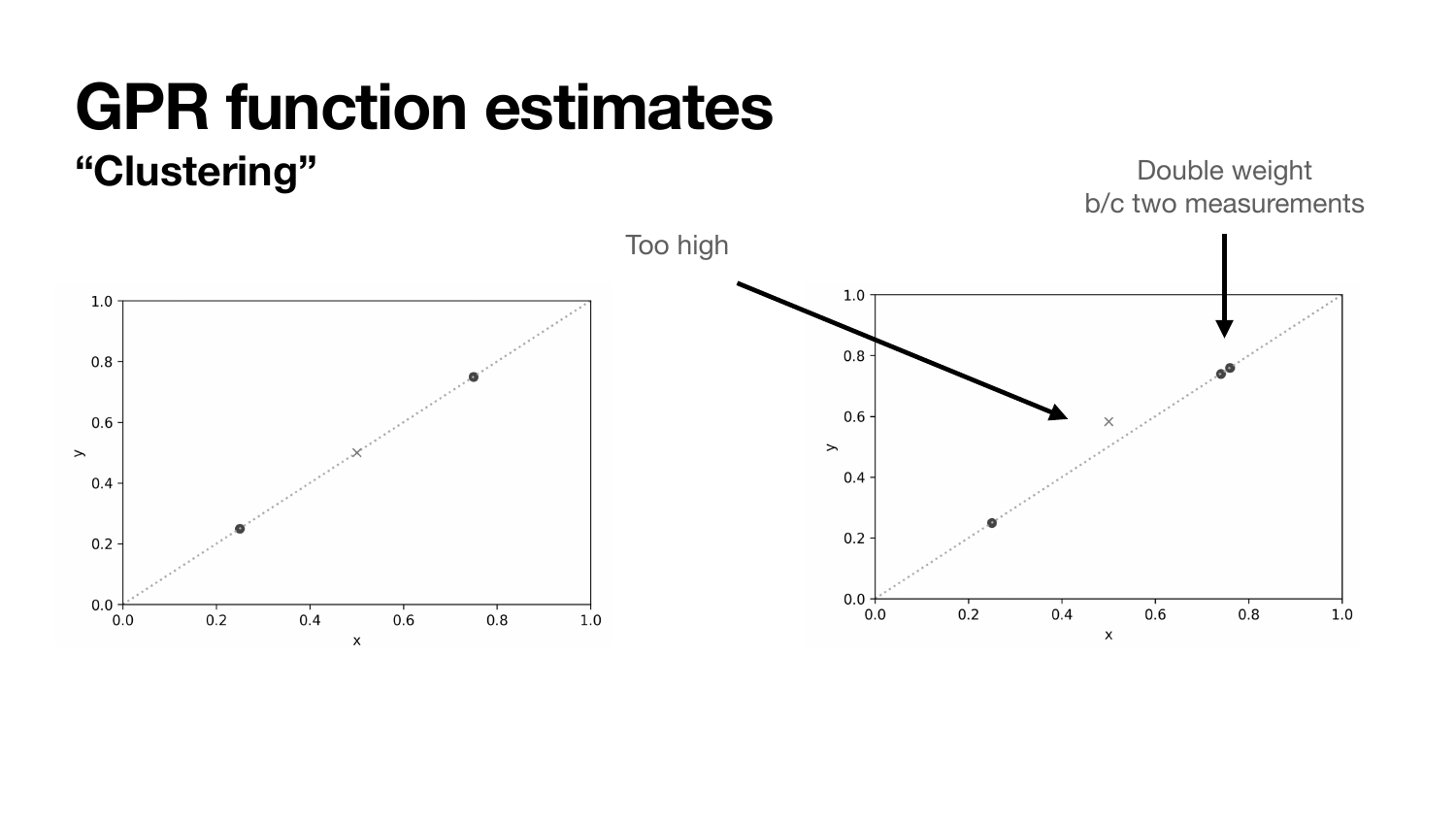# GPR function estimates

## "Clustering"

Too high

Double weight
b/c two measurements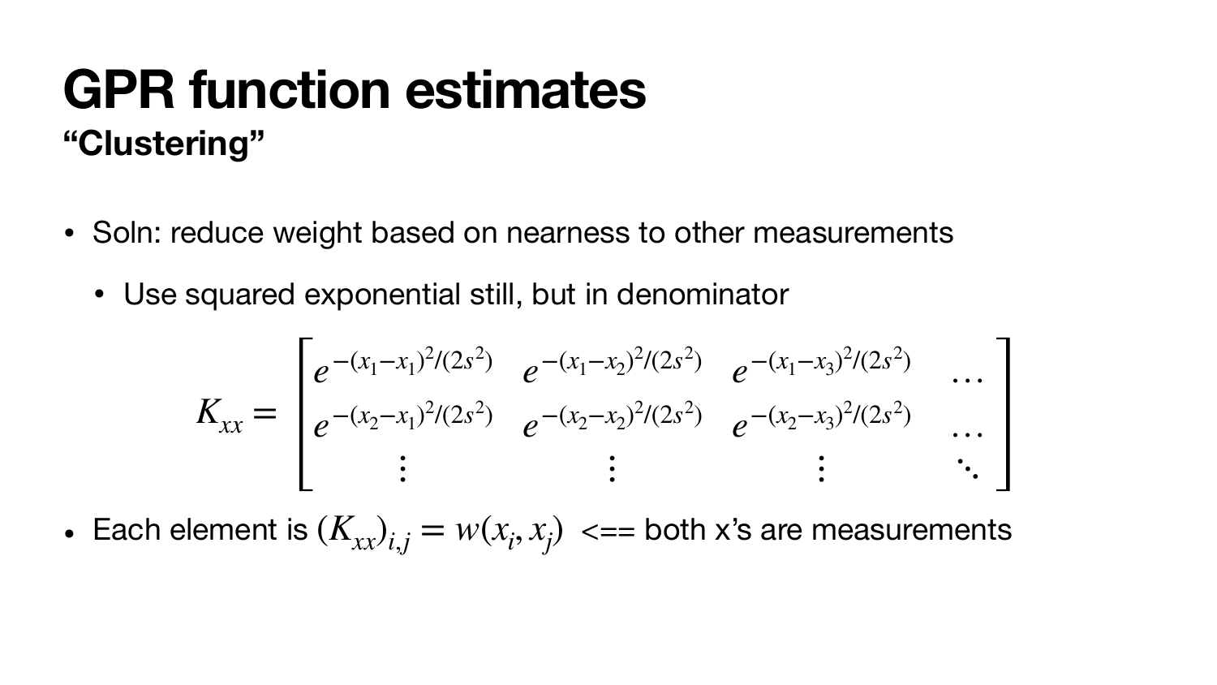# GPR function estimates

## "Clustering"

- Soln: reduce weight based on nearness to other measurements
  - Use squared exponential still, but in denominator

$$K_{xx} = \begin{bmatrix} e^{-(x_1-x_1)^2/(2s^2)} & e^{-(x_1-x_2)^2/(2s^2)} & e^{-(x_1-x_3)^2/(2s^2)} & \cdots \\ e^{-(x_2-x_1)^2/(2s^2)} & e^{-(x_2-x_2)^2/(2s^2)} & e^{-(x_2-x_3)^2/(2s^2)} & \cdots \\ \vdots & \vdots & \vdots & \ddots \end{bmatrix}$$

- Each element is $(K_{xx})_{i,j} = w(x_i, x_j)$ <== both x's are measurements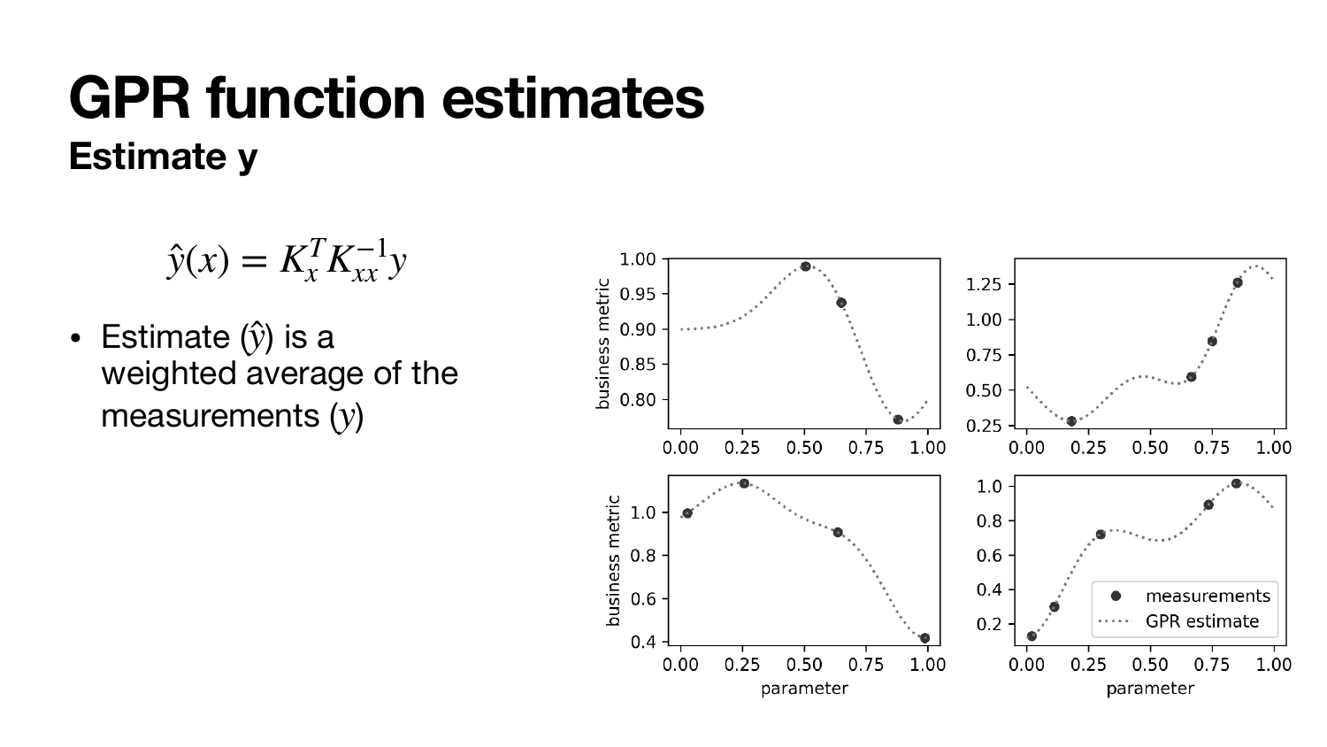# GPR function estimates

## Estimate y

$$\hat{y}(x) = K_x^T K_{xx}^{-1} y$$

- Estimate ($\hat{y}$) is a weighted average of the measurements ($y$)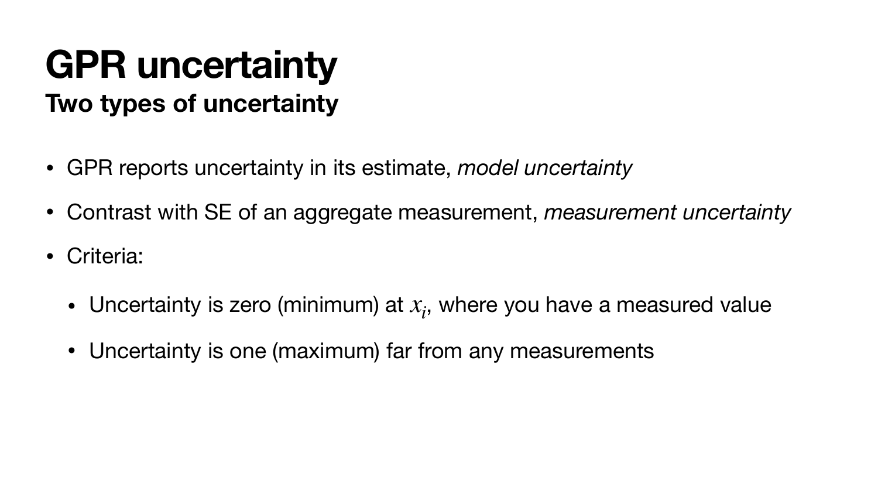# GPR uncertainty

## Two types of uncertainty

- GPR reports uncertainty in its estimate, *model uncertainty*
- Contrast with SE of an aggregate measurement, *measurement uncertainty*
- Criteria:
  - Uncertainty is zero (minimum) at $x_i$, where you have a measured value
  - Uncertainty is one (maximum) far from any measurements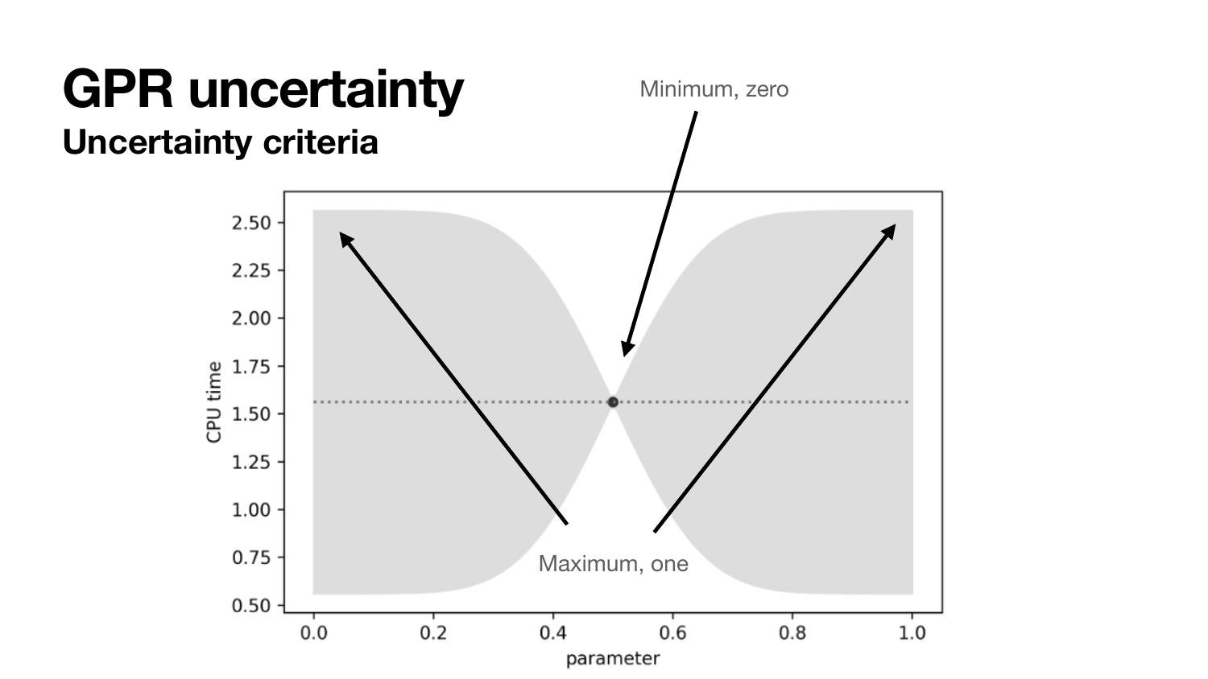# GPR uncertainty

## Uncertainty criteria

Minimum, zero

Maximum, one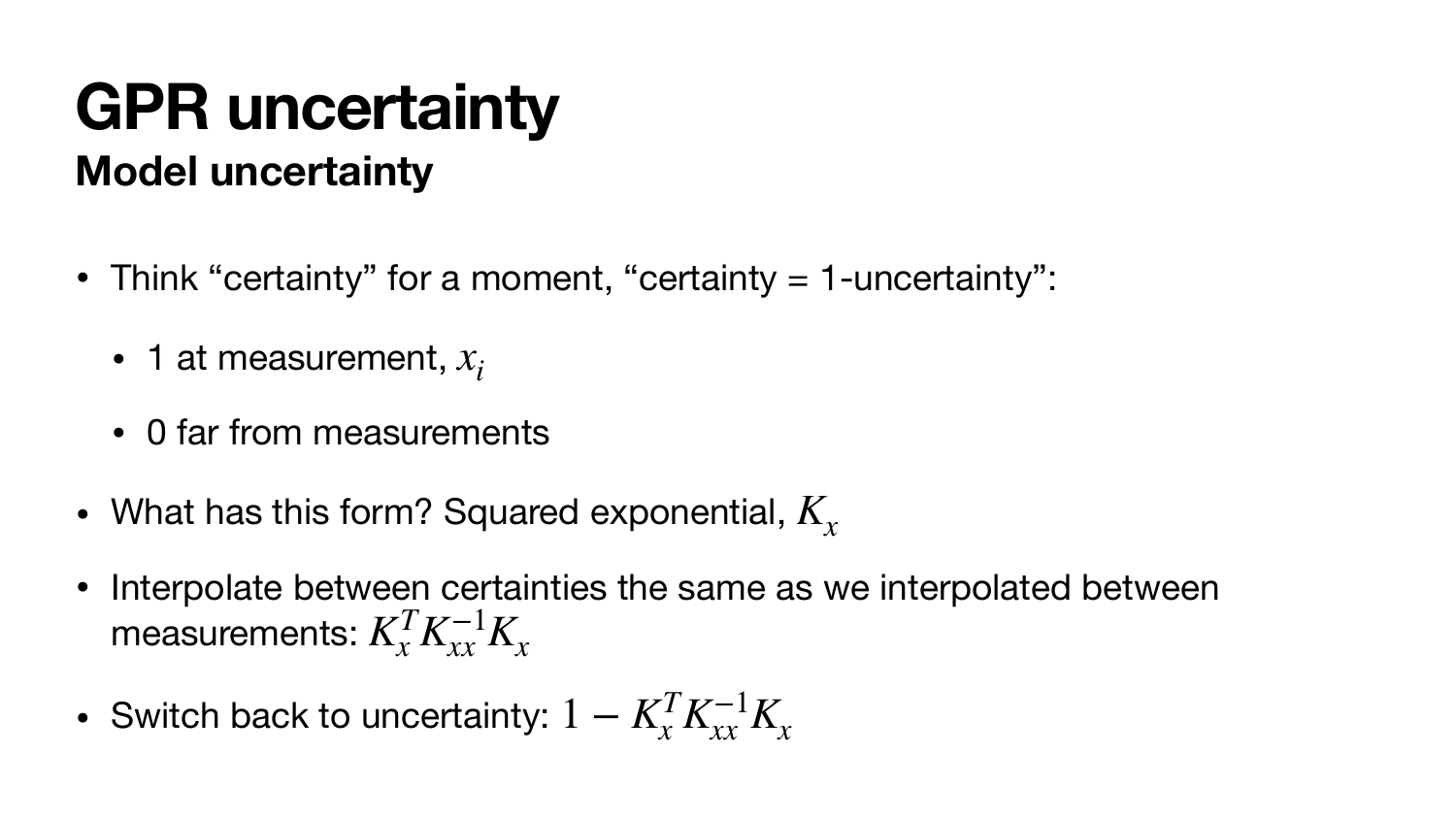# GPR uncertainty

## Model uncertainty

- Think "certainty" for a moment, "certainty = 1-uncertainty":
  - 1 at measurement, $x_i$
  - 0 far from measurements
- What has this form? Squared exponential, $K_x$
- Interpolate between certainties the same as we interpolated between measurements: $K_x^T K_{xx}^{-1} K_x$
- Switch back to uncertainty: $1 - K_x^T K_{xx}^{-1} K_x$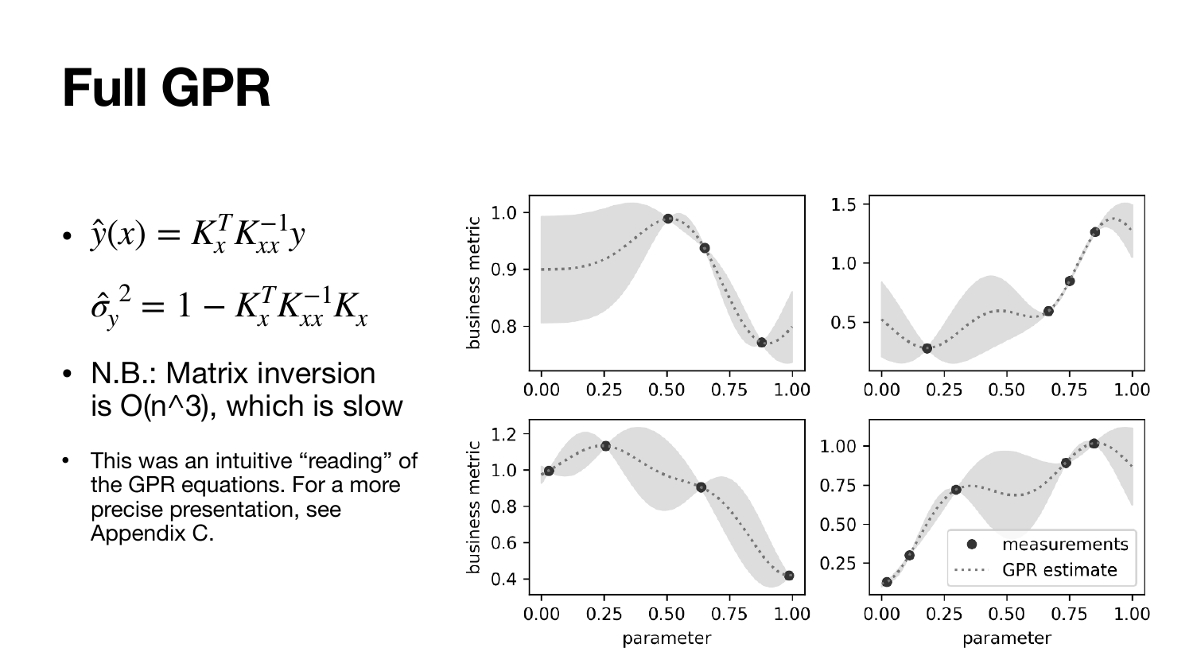# Full GPR

- $\hat{y}(x) = K_x^T K_{xx}^{-1} y$

  $\hat{\sigma}_y^{\,2} = 1 - K_x^T K_{xx}^{-1} K_x$

- N.B.: Matrix inversion is O(n^3), which is slow

- This was an intuitive "reading" of the GPR equations. For a more precise presentation, see Appendix C.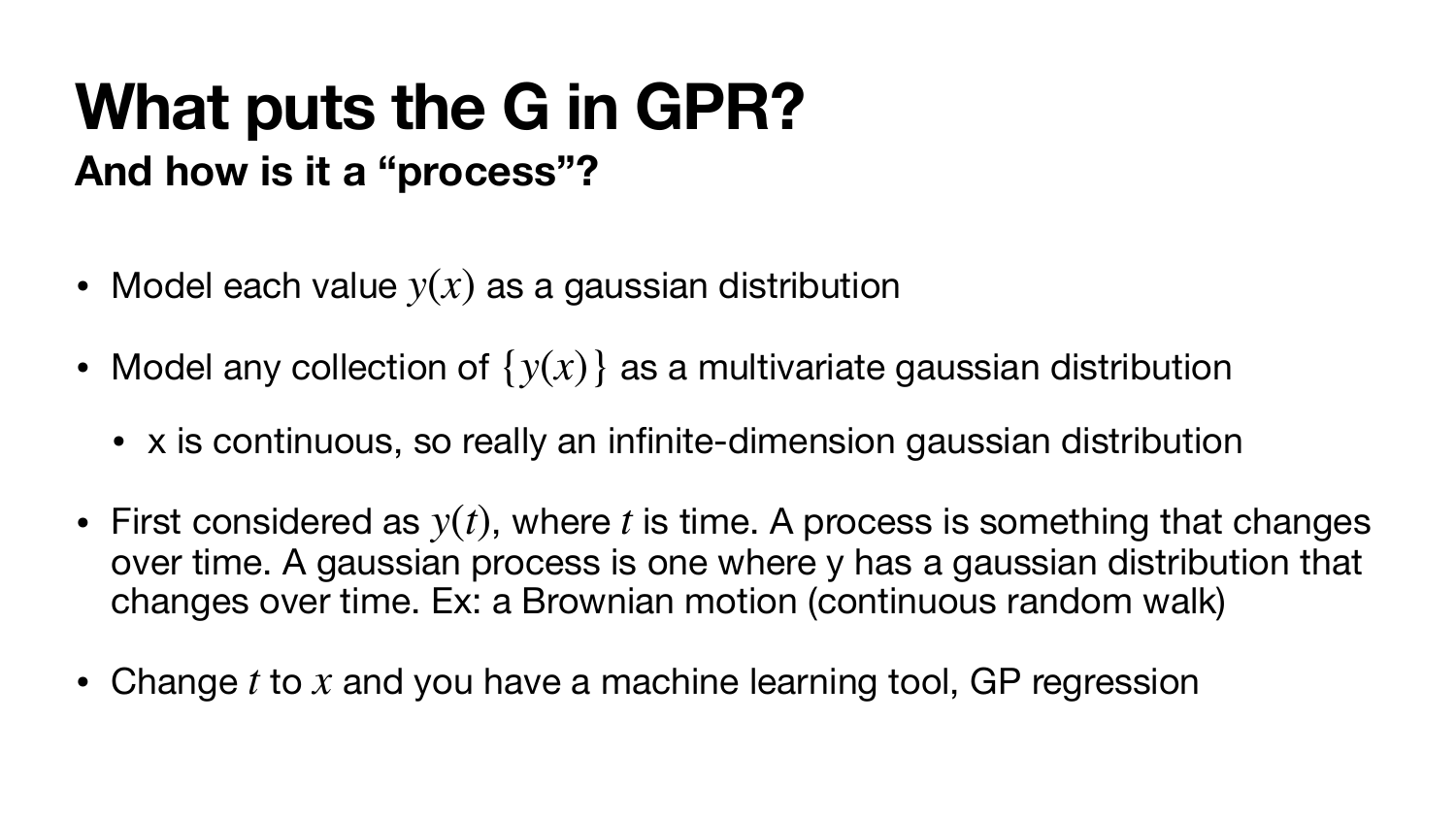# What puts the G in GPR?

## And how is it a “process”?

- Model each value $y(x)$ as a gaussian distribution
- Model any collection of $\{y(x)\}$ as a multivariate gaussian distribution
  - x is continuous, so really an infinite-dimension gaussian distribution
- First considered as $y(t)$, where $t$ is time. A process is something that changes over time. A gaussian process is one where y has a gaussian distribution that changes over time. Ex: a Brownian motion (continuous random walk)
- Change $t$ to $x$ and you have a machine learning tool, GP regression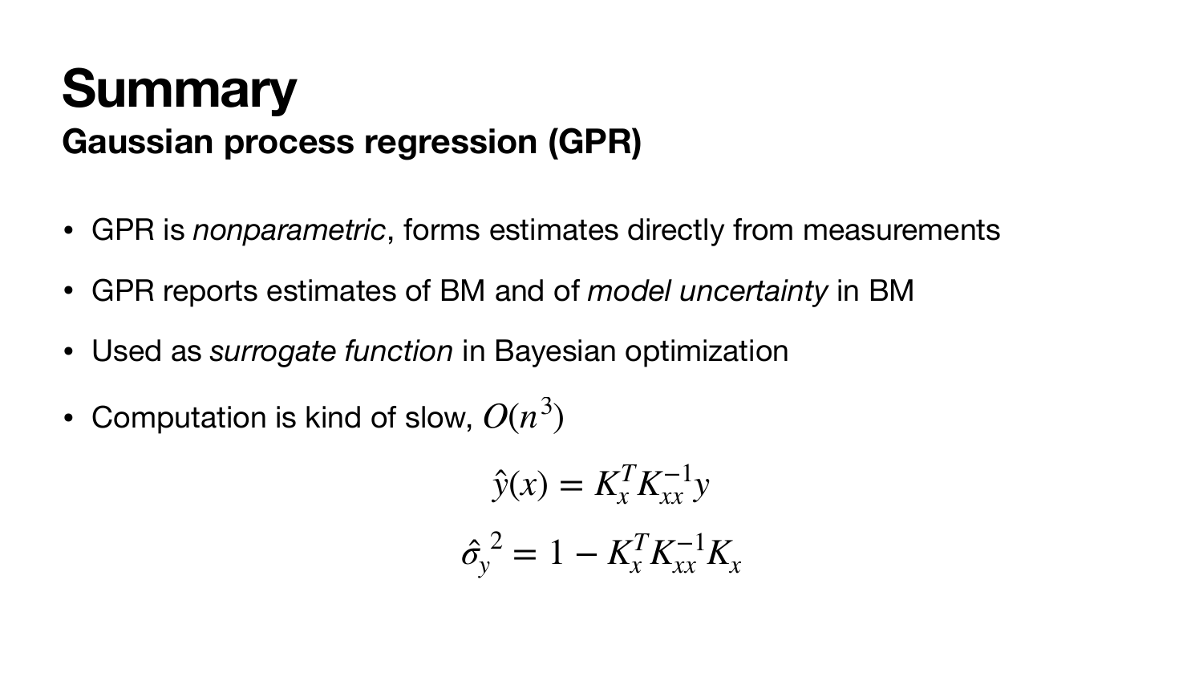# Summary

## Gaussian process regression (GPR)

- GPR is *nonparametric*, forms estimates directly from measurements
- GPR reports estimates of BM and of *model uncertainty* in BM
- Used as *surrogate function* in Bayesian optimization
- Computation is kind of slow, $O(n^3)$

$$\hat{y}(x) = K_x^T K_{xx}^{-1} y$$

$$\hat{\sigma}_y^{\,2} = 1 - K_x^T K_{xx}^{-1} K_x$$